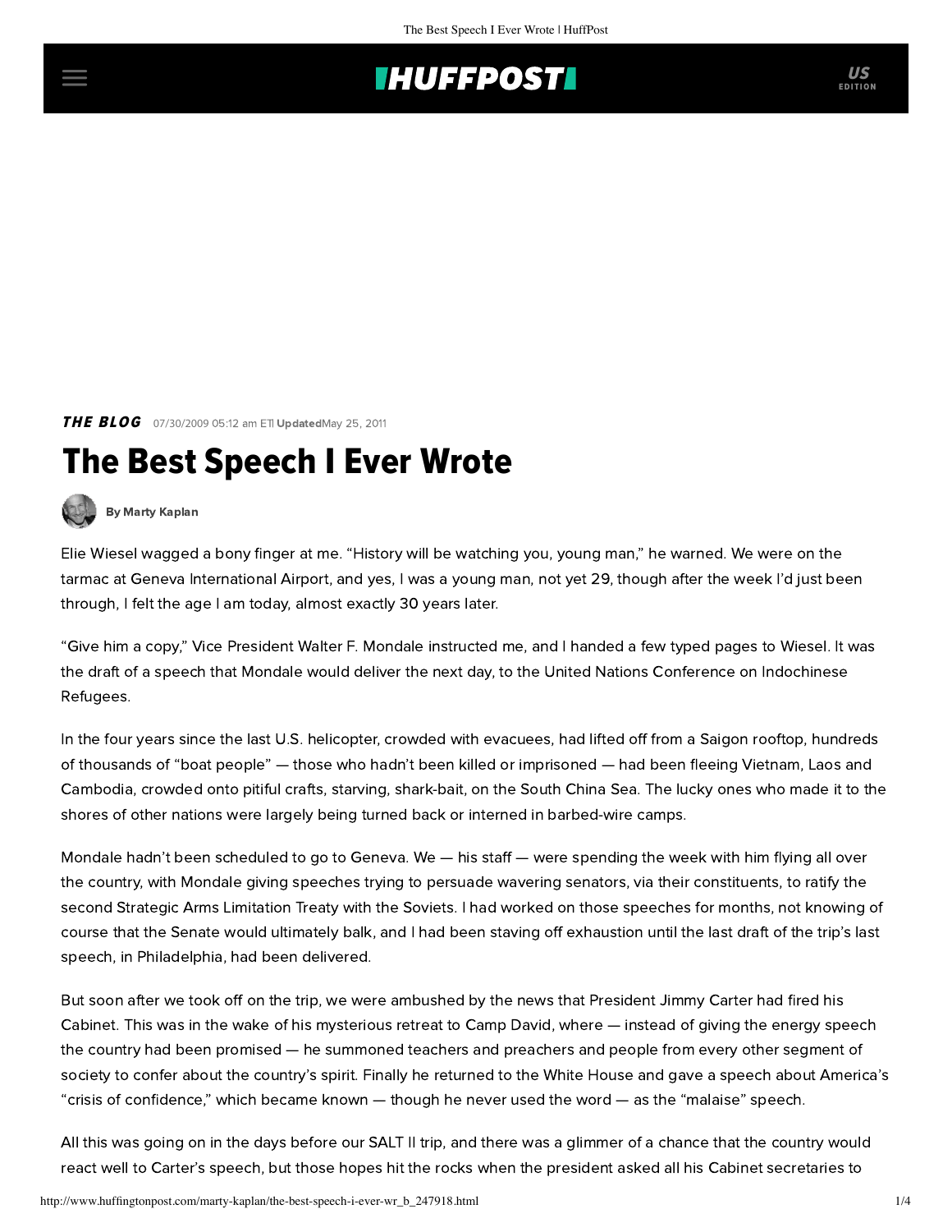THE BLOG 07/30/2009 05:12 am ET | Updated May 25, 2011

# The Best Speech I Ever Wrote

By Marty Kaplan

Elie Wiesel wagged a bony finger at me. “History will be watching you, young man,” he warned. We were on the tarmac at Geneva International Airport, and yes, I was a young man, not yet 29, though after the week I’d just been through, I felt the age I am today, almost exactly 30 years later.

“Give him a copy,” Vice President Walter F. Mondale instructed me, and I handed a few typed pages to Wiesel. It was the draft of a speech that Mondale would deliver the next day, to the United Nations Conference on Indochinese Refugees.

In the four years since the last U.S. helicopter, crowded with evacuees, had lifted off from a Saigon rooftop, hundreds of thousands of “boat people” — those who hadn’t been killed or imprisoned — had been fleeing Vietnam, Laos and Cambodia, crowded onto pitiful crafts, starving, shark-bait, on the South China Sea. The lucky ones who made it to the shores of other nations were largely being turned back or interned in barbed-wire camps.

Mondale hadn’t been scheduled to go to Geneva. We — his staff — were spending the week with him flying all over the country, with Mondale giving speeches trying to persuade wavering senators, via their constituents, to ratify the second Strategic Arms Limitation Treaty with the Soviets. I had worked on those speeches for months, not knowing of course that the Senate would ultimately balk, and I had been staving off exhaustion until the last draft of the trip’s last speech, in Philadelphia, had been delivered.

But soon after we took off on the trip, we were ambushed by the news that President Jimmy Carter had fired his Cabinet. This was in the wake of his mysterious retreat to Camp David, where — instead of giving the energy speech the country had been promised — he summoned teachers and preachers and people from every other segment of society to confer about the country’s spirit. Finally he returned to the White House and gave a speech about America’s “crisis of confidence,” which became known — though he never used the word — as the “malaise” speech.

All this was going on in the days before our SALT II trip, and there was a glimmer of a chance that the country would react well to Carter’s speech, but those hopes hit the rocks when the president asked all his Cabinet secretaries to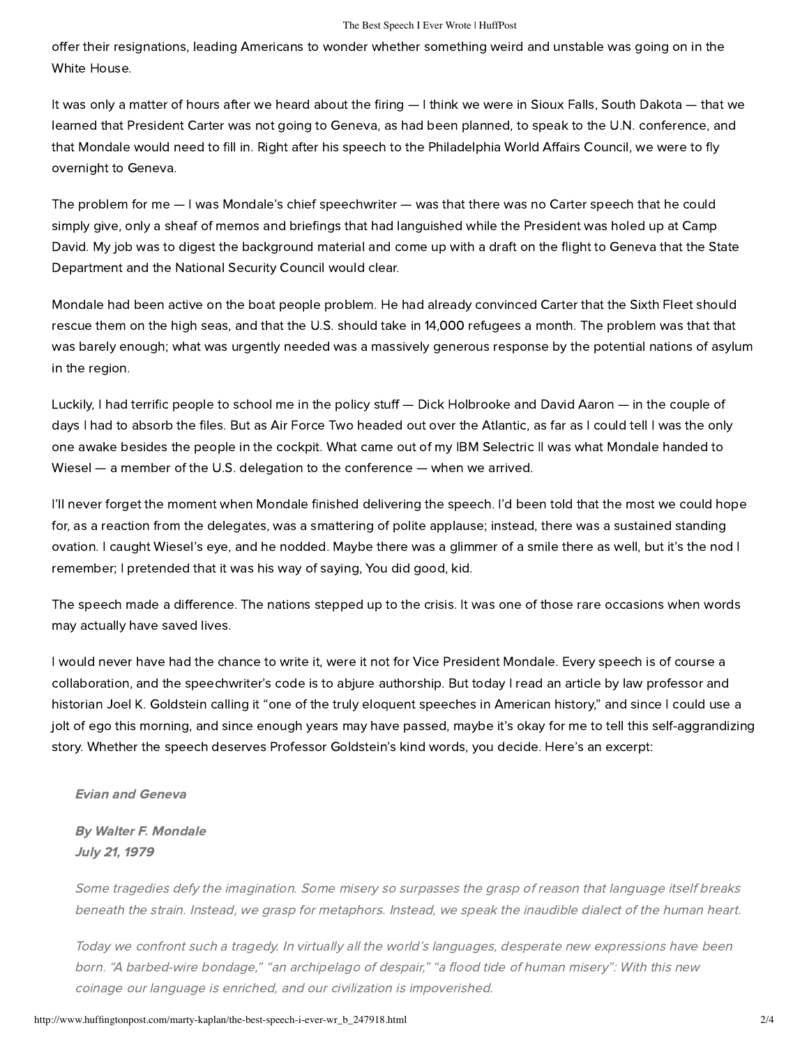offer their resignations, leading Americans to wonder whether something weird and unstable was going on in the White House.

It was only a matter of hours after we heard about the firing — I think we were in Sioux Falls, South Dakota — that we learned that President Carter was not going to Geneva, as had been planned, to speak to the U.N. conference, and that Mondale would need to fill in. Right after his speech to the Philadelphia World Affairs Council, we were to fly overnight to Geneva.

The problem for me — I was Mondale's chief speechwriter — was that there was no Carter speech that he could simply give, only a sheaf of memos and briefings that had languished while the President was holed up at Camp David. My job was to digest the background material and come up with a draft on the flight to Geneva that the State Department and the National Security Council would clear.

Mondale had been active on the boat people problem. He had already convinced Carter that the Sixth Fleet should rescue them on the high seas, and that the U.S. should take in 14,000 refugees a month. The problem was that that was barely enough; what was urgently needed was a massively generous response by the potential nations of asylum in the region.

Luckily, I had terrific people to school me in the policy stuff — Dick Holbrooke and David Aaron — in the couple of days I had to absorb the files. But as Air Force Two headed out over the Atlantic, as far as I could tell I was the only one awake besides the people in the cockpit. What came out of my IBM Selectric II was what Mondale handed to Wiesel — a member of the U.S. delegation to the conference — when we arrived.

I'll never forget the moment when Mondale finished delivering the speech. I'd been told that the most we could hope for, as a reaction from the delegates, was a smattering of polite applause; instead, there was a sustained standing ovation. I caught Wiesel's eye, and he nodded. Maybe there was a glimmer of a smile there as well, but it's the nod I remember; I pretended that it was his way of saying, You did good, kid.

The speech made a difference. The nations stepped up to the crisis. It was one of those rare occasions when words may actually have saved lives.

I would never have had the chance to write it, were it not for Vice President Mondale. Every speech is of course a collaboration, and the speechwriter's code is to abjure authorship. But today I read an article by law professor and historian Joel K. Goldstein calling it "one of the truly eloquent speeches in American history," and since I could use a jolt of ego this morning, and since enough years may have passed, maybe it's okay for me to tell this self-aggrandizing story. Whether the speech deserves Professor Goldstein's kind words, you decide. Here's an excerpt:

> ***Evian and Geneva***
>
> ***By Walter F. Mondale***
> ***July 21, 1979***
>
> *Some tragedies defy the imagination. Some misery so surpasses the grasp of reason that language itself breaks beneath the strain. Instead, we grasp for metaphors. Instead, we speak the inaudible dialect of the human heart.*
>
> *Today we confront such a tragedy. In virtually all the world's languages, desperate new expressions have been born. "A barbed-wire bondage," "an archipelago of despair," "a flood tide of human misery": With this new coinage our language is enriched, and our civilization is impoverished.*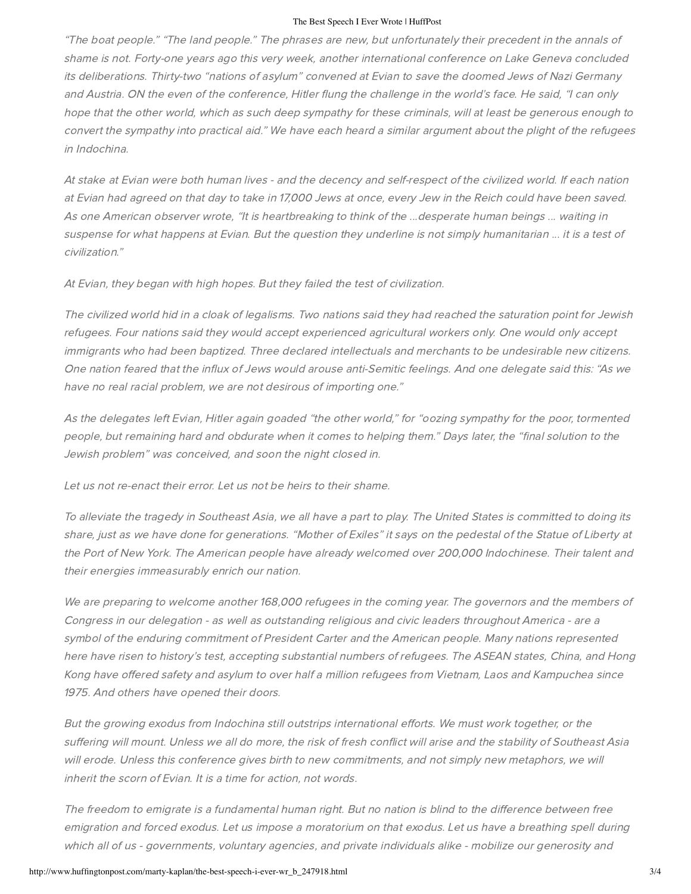*"The boat people." "The land people." The phrases are new, but unfortunately their precedent in the annals of shame is not. Forty-one years ago this very week, another international conference on Lake Geneva concluded its deliberations. Thirty-two "nations of asylum" convened at Evian to save the doomed Jews of Nazi Germany and Austria. ON the even of the conference, Hitler flung the challenge in the world's face. He said, "I can only hope that the other world, which as such deep sympathy for these criminals, will at least be generous enough to convert the sympathy into practical aid." We have each heard a similar argument about the plight of the refugees in Indochina.*

*At stake at Evian were both human lives - and the decency and self-respect of the civilized world. If each nation at Evian had agreed on that day to take in 17,000 Jews at once, every Jew in the Reich could have been saved. As one American observer wrote, "It is heartbreaking to think of the ...desperate human beings ... waiting in suspense for what happens at Evian. But the question they underline is not simply humanitarian ... it is a test of civilization."*

*At Evian, they began with high hopes. But they failed the test of civilization.*

*The civilized world hid in a cloak of legalisms. Two nations said they had reached the saturation point for Jewish refugees. Four nations said they would accept experienced agricultural workers only. One would only accept immigrants who had been baptized. Three declared intellectuals and merchants to be undesirable new citizens. One nation feared that the influx of Jews would arouse anti-Semitic feelings. And one delegate said this: "As we have no real racial problem, we are not desirous of importing one."*

*As the delegates left Evian, Hitler again goaded "the other world," for "oozing sympathy for the poor, tormented people, but remaining hard and obdurate when it comes to helping them." Days later, the "final solution to the Jewish problem" was conceived, and soon the night closed in.*

*Let us not re-enact their error. Let us not be heirs to their shame.*

*To alleviate the tragedy in Southeast Asia, we all have a part to play. The United States is committed to doing its share, just as we have done for generations. "Mother of Exiles" it says on the pedestal of the Statue of Liberty at the Port of New York. The American people have already welcomed over 200,000 Indochinese. Their talent and their energies immeasurably enrich our nation.*

*We are preparing to welcome another 168,000 refugees in the coming year. The governors and the members of Congress in our delegation - as well as outstanding religious and civic leaders throughout America - are a symbol of the enduring commitment of President Carter and the American people. Many nations represented here have risen to history's test, accepting substantial numbers of refugees. The ASEAN states, China, and Hong Kong have offered safety and asylum to over half a million refugees from Vietnam, Laos and Kampuchea since 1975. And others have opened their doors.*

*But the growing exodus from Indochina still outstrips international efforts. We must work together, or the suffering will mount. Unless we all do more, the risk of fresh conflict will arise and the stability of Southeast Asia will erode. Unless this conference gives birth to new commitments, and not simply new metaphors, we will inherit the scorn of Evian. It is a time for action, not words.*

*The freedom to emigrate is a fundamental human right. But no nation is blind to the difference between free emigration and forced exodus. Let us impose a moratorium on that exodus. Let us have a breathing spell during which all of us - governments, voluntary agencies, and private individuals alike - mobilize our generosity and*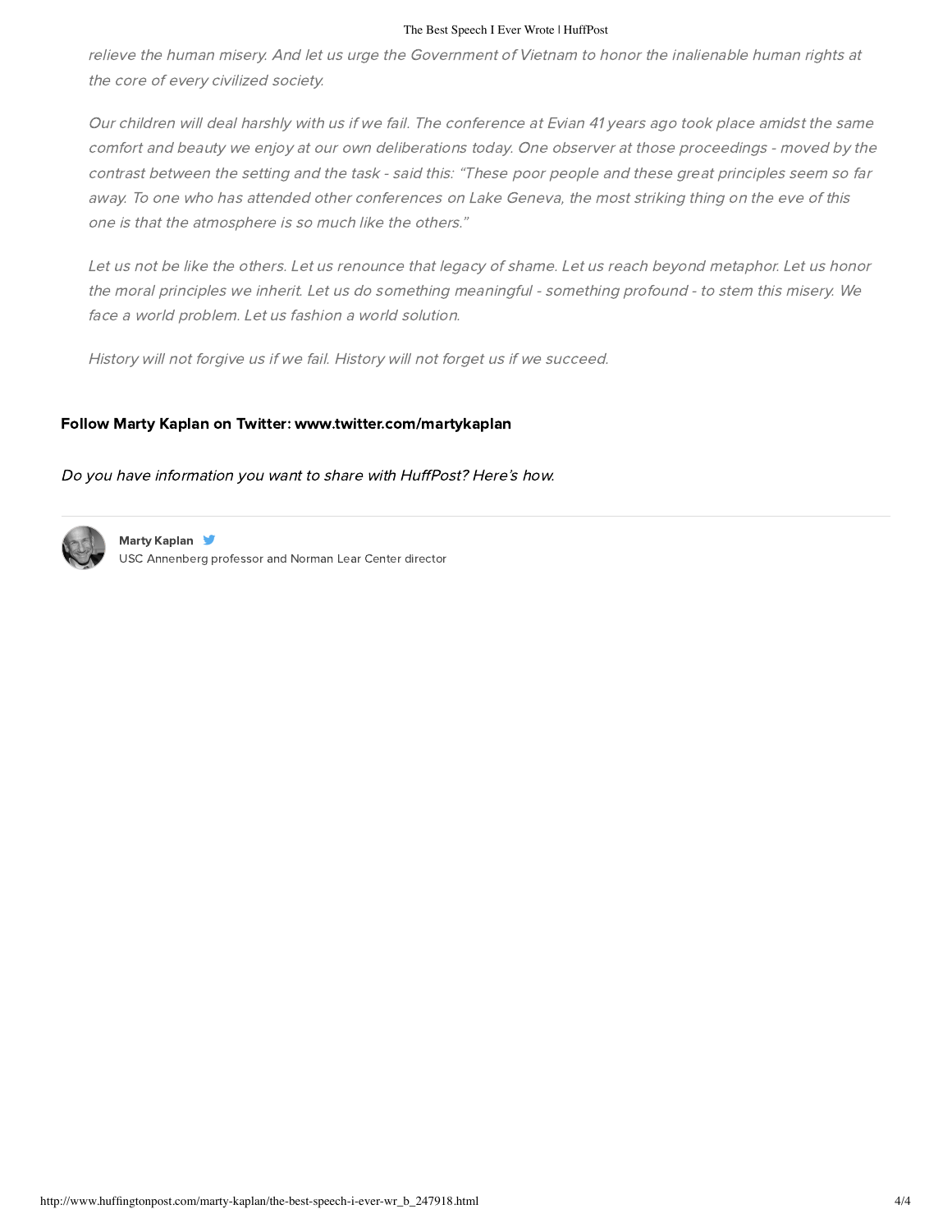*relieve the human misery. And let us urge the Government of Vietnam to honor the inalienable human rights at the core of every civilized society.*

*Our children will deal harshly with us if we fail. The conference at Evian 41 years ago took place amidst the same comfort and beauty we enjoy at our own deliberations today. One observer at those proceedings - moved by the contrast between the setting and the task - said this: "These poor people and these great principles seem so far away. To one who has attended other conferences on Lake Geneva, the most striking thing on the eve of this one is that the atmosphere is so much like the others."*

*Let us not be like the others. Let us renounce that legacy of shame. Let us reach beyond metaphor. Let us honor the moral principles we inherit. Let us do something meaningful - something profound - to stem this misery. We face a world problem. Let us fashion a world solution.*

*History will not forgive us if we fail. History will not forget us if we succeed.*

**Follow Marty Kaplan on Twitter: www.twitter.com/martykaplan**

*Do you have information you want to share with HuffPost? Here's how.*

---

**Marty Kaplan**

USC Annenberg professor and Norman Lear Center director